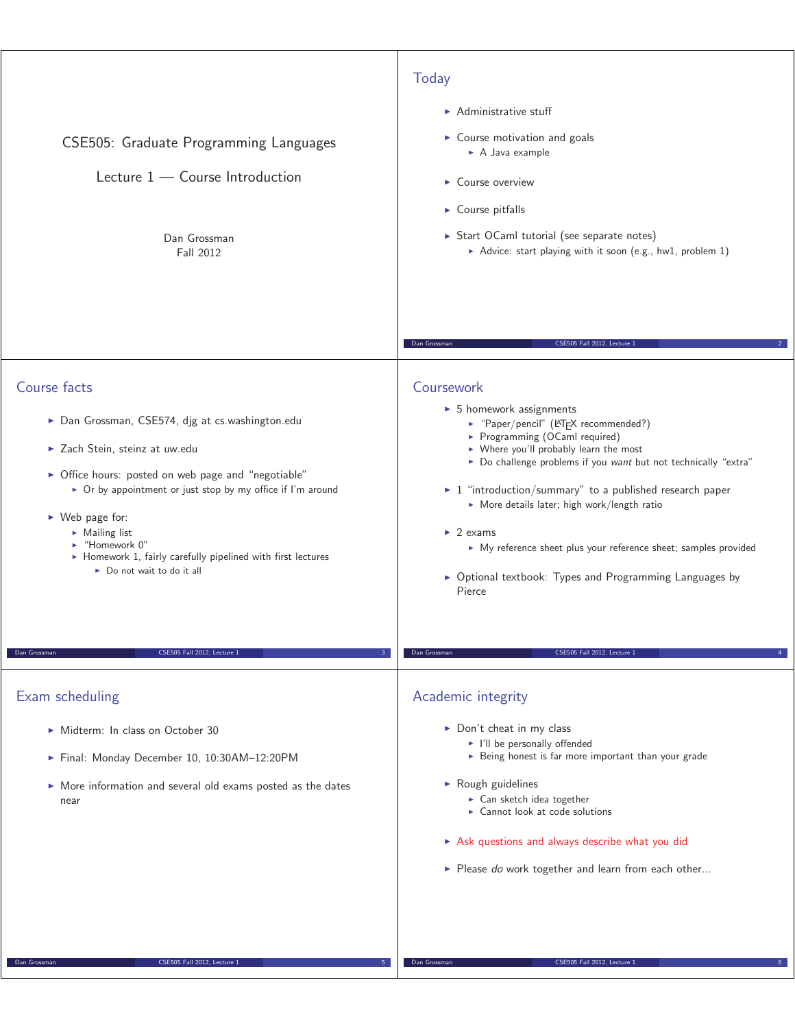# CSE505: Graduate Programming Languages

## Lecture 1 — Course Introduction

Dan Grossman
Fall 2012

## Today

- Administrative stuff
- Course motivation and goals
  - A Java example
- Course overview
- Course pitfalls
- Start OCaml tutorial (see separate notes)
  - Advice: start playing with it soon (e.g., hw1, problem 1)

## Course facts

- Dan Grossman, CSE574, djg at cs.washington.edu
- Zach Stein, steinz at uw.edu
- Office hours: posted on web page and "negotiable"
  - Or by appointment or just stop by my office if I'm around
- Web page for:
  - Mailing list
  - "Homework 0"
  - Homework 1, fairly carefully pipelined with first lectures
    - Do not wait to do it all

## Coursework

- 5 homework assignments
  - "Paper/pencil" (LaTeX recommended?)
  - Programming (OCaml required)
  - Where you'll probably learn the most
  - Do challenge problems if you *want* but not technically "extra"
- 1 "introduction/summary" to a published research paper
  - More details later; high work/length ratio
- 2 exams
  - My reference sheet plus your reference sheet; samples provided
- Optional textbook: Types and Programming Languages by Pierce

## Exam scheduling

- Midterm: In class on October 30
- Final: Monday December 10, 10:30AM–12:20PM
- More information and several old exams posted as the dates near

## Academic integrity

- Don't cheat in my class
  - I'll be personally offended
  - Being honest is far more important than your grade
- Rough guidelines
  - Can sketch idea together
  - Cannot look at code solutions
- Ask questions and always describe what you did
- Please *do* work together and learn from each other...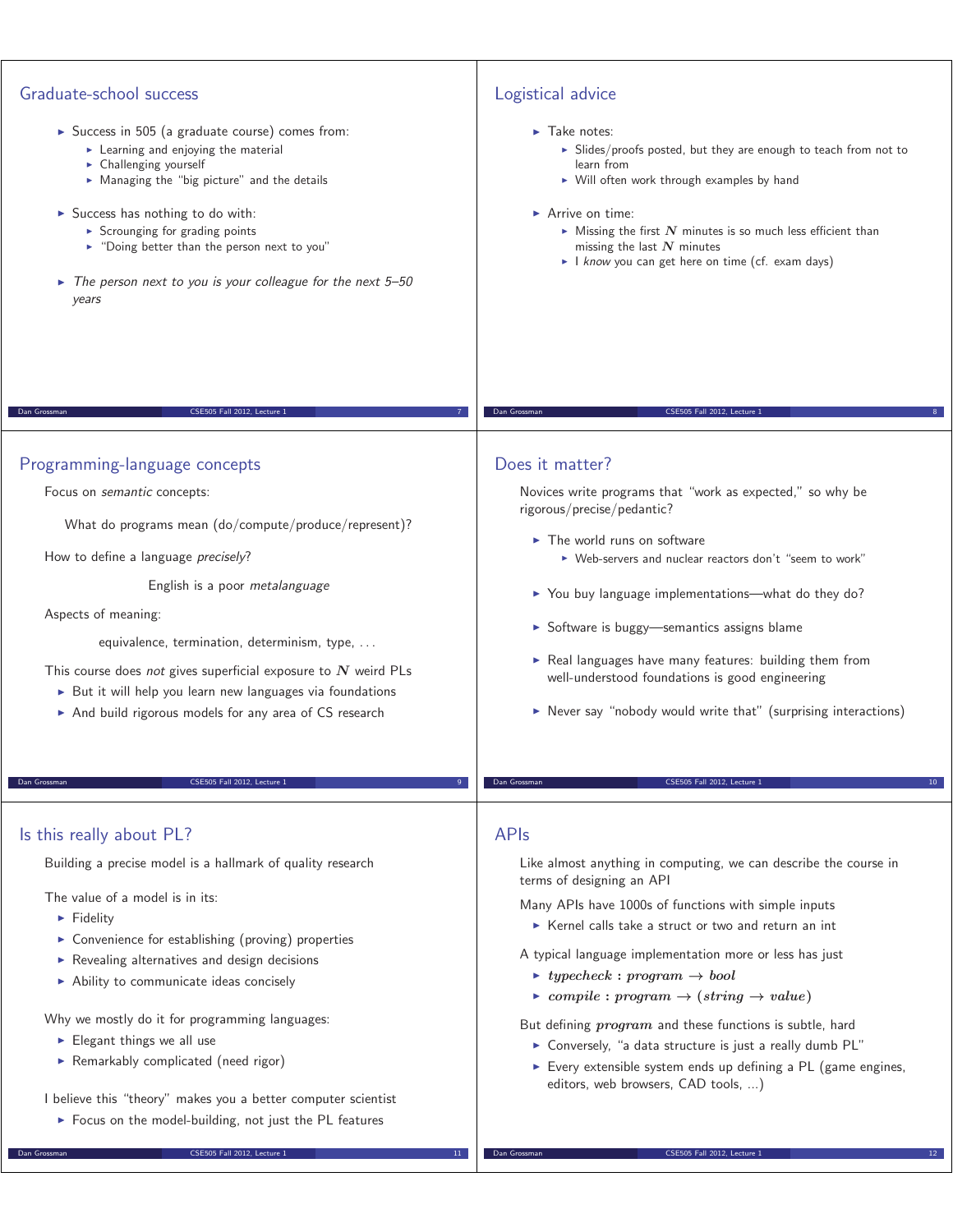## Graduate-school success

- Success in 505 (a graduate course) comes from:
  - Learning and enjoying the material
  - Challenging yourself
  - Managing the "big picture" and the details
- Success has nothing to do with:
  - Scrounging for grading points
  - "Doing better than the person next to you"
- *The person next to you is your colleague for the next 5–50 years*

## Logistical advice

- Take notes:
  - Slides/proofs posted, but they are enough to teach from not to learn from
  - Will often work through examples by hand
- Arrive on time:
  - Missing the first $N$ minutes is so much less efficient than missing the last $N$ minutes
  - I *know* you can get here on time (cf. exam days)

## Programming-language concepts

Focus on *semantic* concepts:

What do programs mean (do/compute/produce/represent)?

How to define a language *precisely*?

English is a poor *metalanguage*

Aspects of meaning:

equivalence, termination, determinism, type, ...

This course does *not* gives superficial exposure to $N$ weird PLs

- But it will help you learn new languages via foundations
- And build rigorous models for any area of CS research

## Does it matter?

Novices write programs that "work as expected," so why be rigorous/precise/pedantic?

- The world runs on software
  - Web-servers and nuclear reactors don't "seem to work"
- You buy language implementations—what do they do?
- Software is buggy—semantics assigns blame
- Real languages have many features: building them from well-understood foundations is good engineering
- Never say "nobody would write that" (surprising interactions)

## Is this really about PL?

Building a precise model is a hallmark of quality research

The value of a model is in its:

- Fidelity
- Convenience for establishing (proving) properties
- Revealing alternatives and design decisions
- Ability to communicate ideas concisely

Why we mostly do it for programming languages:

- Elegant things we all use
- Remarkably complicated (need rigor)

I believe this "theory" makes you a better computer scientist

- Focus on the model-building, not just the PL features

## APIs

Like almost anything in computing, we can describe the course in terms of designing an API

Many APIs have 1000s of functions with simple inputs

- Kernel calls take a struct or two and return an int

A typical language implementation more or less has just

- $\textit{typecheck} : \textit{program} \rightarrow \textit{bool}$
- $\textit{compile} : \textit{program} \rightarrow (\textit{string} \rightarrow \textit{value})$

But defining $\textit{program}$ and these functions is subtle, hard

- Conversely, "a data structure is just a really dumb PL"
- Every extensible system ends up defining a PL (game engines, editors, web browsers, CAD tools, ...)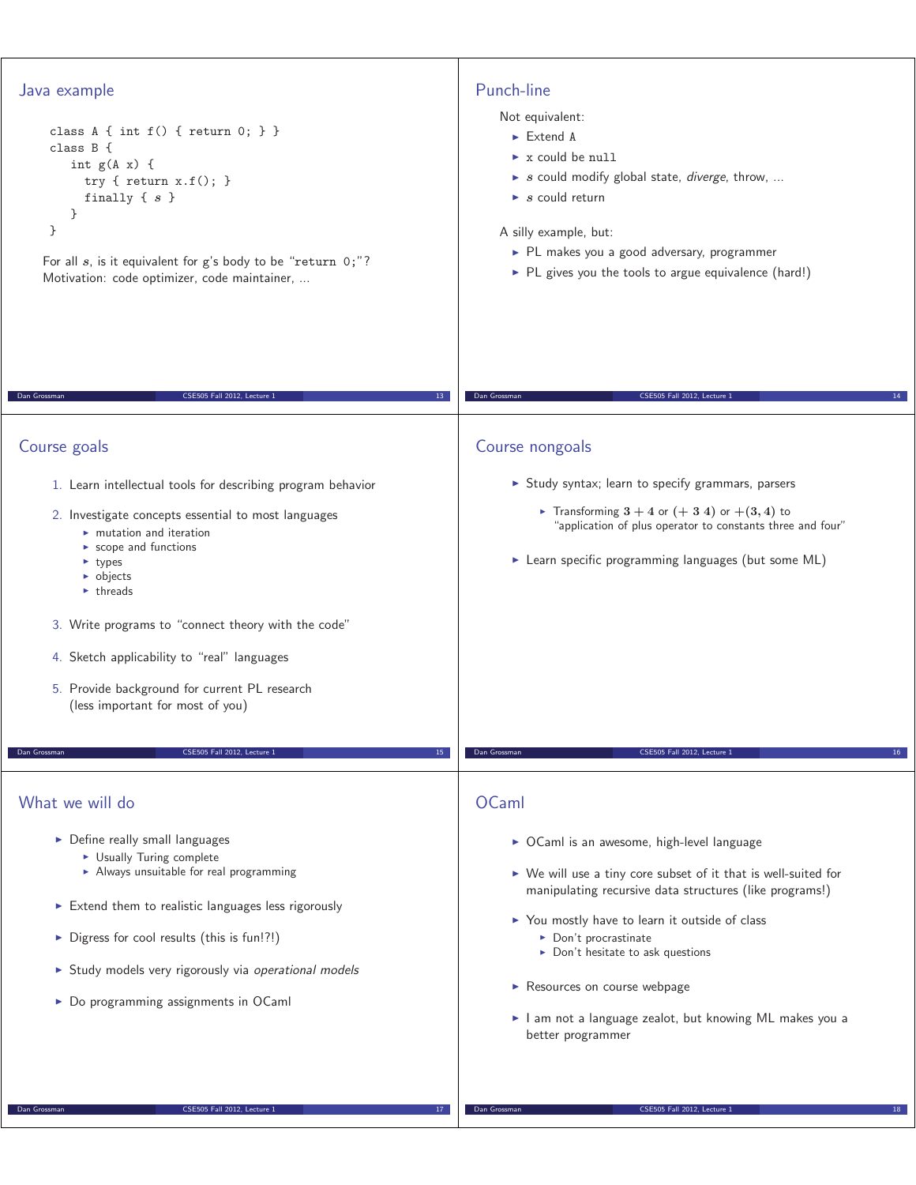## Java example

```
class A { int f() { return 0; } }
class B {
   int g(A x) {
     try { return x.f(); }
     finally { s }
   }
}
```

For all $s$, is it equivalent for g's body to be "`return 0;`"?
Motivation: code optimizer, code maintainer, ...

## Punch-line

Not equivalent:

- Extend `A`
- `x` could be `null`
- $s$ could modify global state, *diverge*, throw, ...
- $s$ could return

A silly example, but:

- PL makes you a good adversary, programmer
- PL gives you the tools to argue equivalence (hard!)

## Course goals

1. Learn intellectual tools for describing program behavior
2. Investigate concepts essential to most languages
   - mutation and iteration
   - scope and functions
   - types
   - objects
   - threads
3. Write programs to "connect theory with the code"
4. Sketch applicability to "real" languages
5. Provide background for current PL research
   (less important for most of you)

## Course nongoals

- Study syntax; learn to specify grammars, parsers
  - Transforming $3 + 4$ or $(+ \ 3 \ 4)$ or $+(3, 4)$ to "application of plus operator to constants three and four"
- Learn specific programming languages (but some ML)

## What we will do

- Define really small languages
  - Usually Turing complete
  - Always unsuitable for real programming
- Extend them to realistic languages less rigorously
- Digress for cool results (this is fun!?!)
- Study models very rigorously via *operational models*
- Do programming assignments in OCaml

## OCaml

- OCaml is an awesome, high-level language
- We will use a tiny core subset of it that is well-suited for manipulating recursive data structures (like programs!)
- You mostly have to learn it outside of class
  - Don't procrastinate
  - Don't hesitate to ask questions
- Resources on course webpage
- I am not a language zealot, but knowing ML makes you a better programmer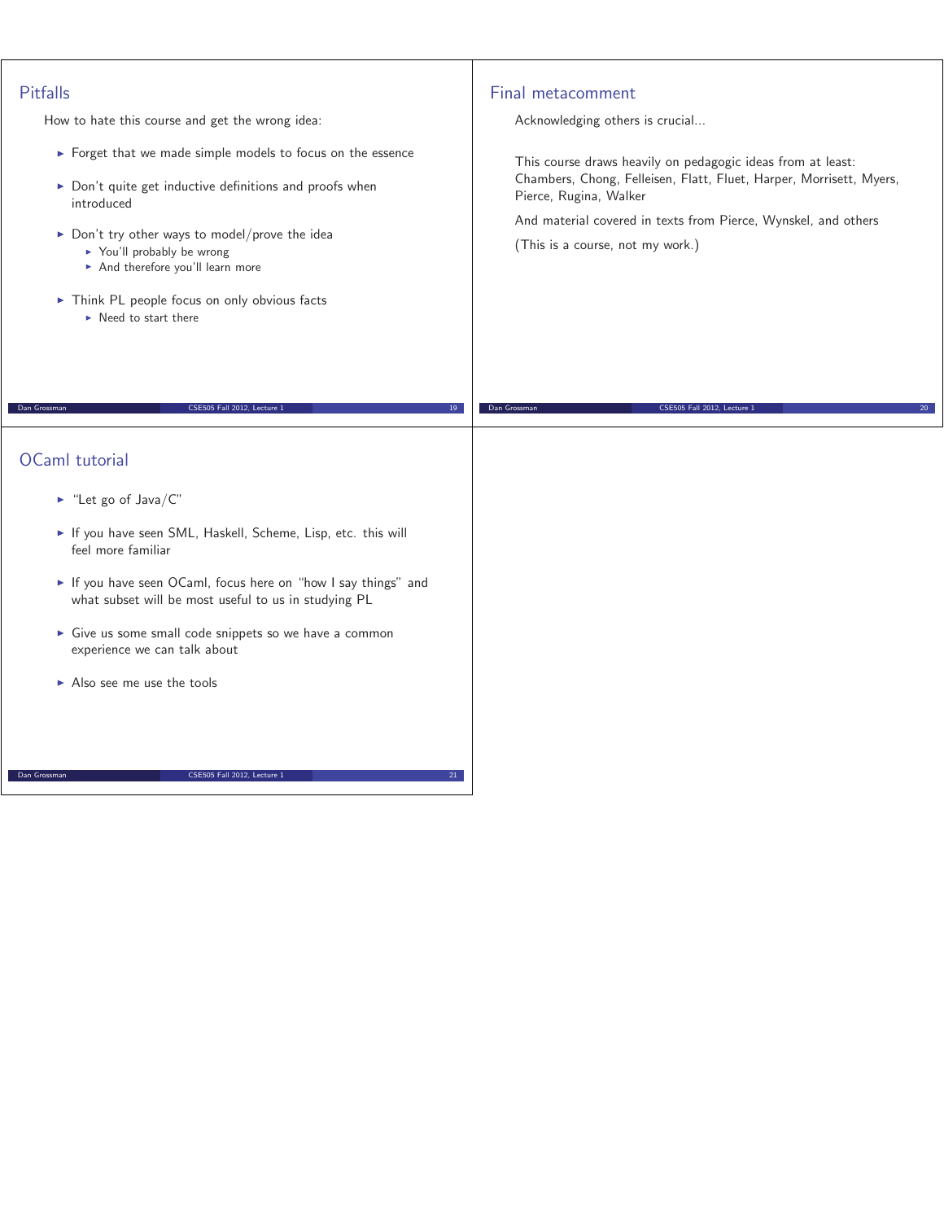## Pitfalls

How to hate this course and get the wrong idea:

- Forget that we made simple models to focus on the essence
- Don't quite get inductive definitions and proofs when introduced
- Don't try other ways to model/prove the idea
  - You'll probably be wrong
  - And therefore you'll learn more
- Think PL people focus on only obvious facts
  - Need to start there

## Final metacomment

Acknowledging others is crucial...

This course draws heavily on pedagogic ideas from at least: Chambers, Chong, Felleisen, Flatt, Fluet, Harper, Morrisett, Myers, Pierce, Rugina, Walker

And material covered in texts from Pierce, Wynskel, and others

(This is a course, not my work.)

## OCaml tutorial

- "Let go of Java/C"
- If you have seen SML, Haskell, Scheme, Lisp, etc. this will feel more familiar
- If you have seen OCaml, focus here on "how I say things" and what subset will be most useful to us in studying PL
- Give us some small code snippets so we have a common experience we can talk about
- Also see me use the tools